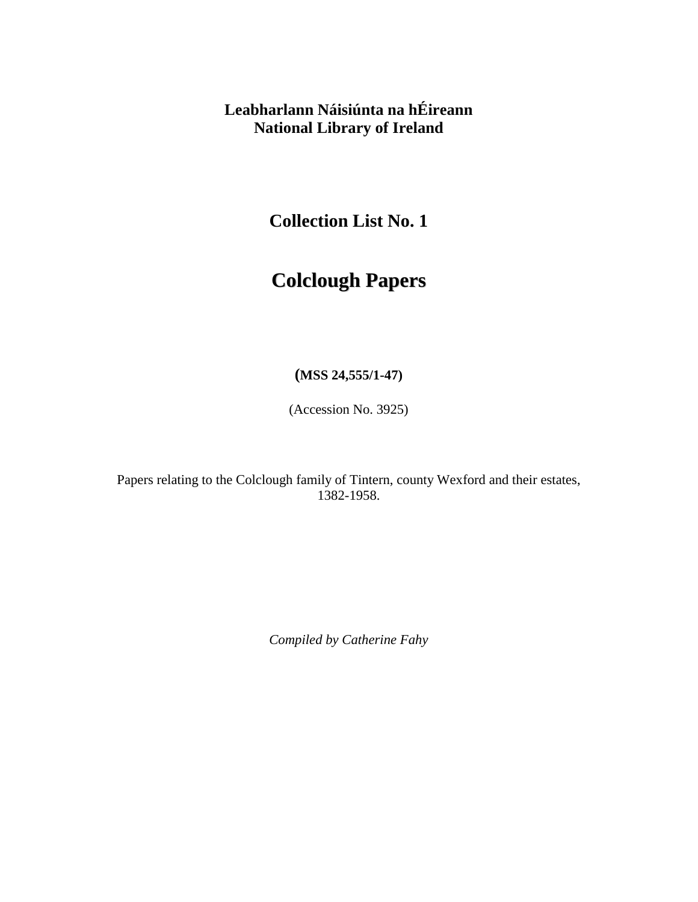**Leabharlann Náisiúnta na hÉireann**
**National Library of Ireland**

## Collection List No. 1

# Colclough Papers

**(MSS 24,555/1-47)**

(Accession No. 3925)

Papers relating to the Colclough family of Tintern, county Wexford and their estates, 1382-1958.

*Compiled by Catherine Fahy*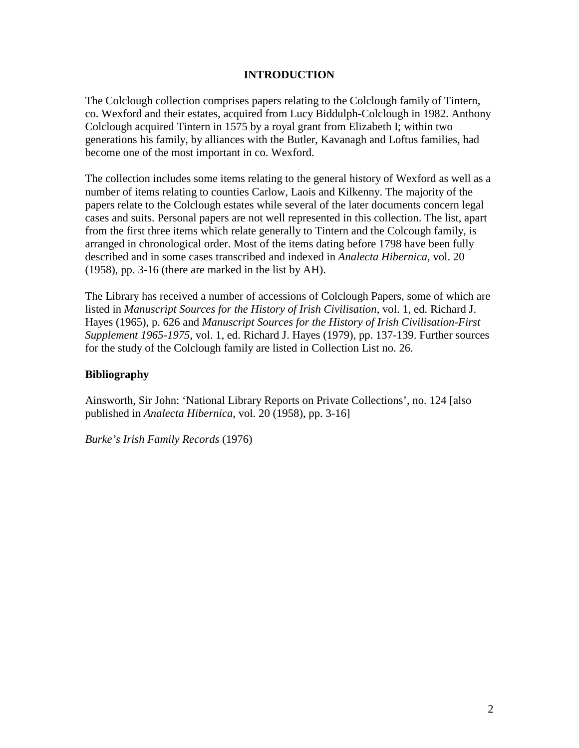# INTRODUCTION

The Colclough collection comprises papers relating to the Colclough family of Tintern, co. Wexford and their estates, acquired from Lucy Biddulph-Colclough in 1982. Anthony Colclough acquired Tintern in 1575 by a royal grant from Elizabeth I; within two generations his family, by alliances with the Butler, Kavanagh and Loftus families, had become one of the most important in co. Wexford.

The collection includes some items relating to the general history of Wexford as well as a number of items relating to counties Carlow, Laois and Kilkenny. The majority of the papers relate to the Colclough estates while several of the later documents concern legal cases and suits. Personal papers are not well represented in this collection. The list, apart from the first three items which relate generally to Tintern and the Colcough family, is arranged in chronological order. Most of the items dating before 1798 have been fully described and in some cases transcribed and indexed in *Analecta Hibernica,* vol. 20 (1958), pp. 3-16 (there are marked in the list by AH).

The Library has received a number of accessions of Colclough Papers, some of which are listed in *Manuscript Sources for the History of Irish Civilisation*, vol. 1, ed. Richard J. Hayes (1965), p. 626 and *Manuscript Sources for the History of Irish Civilisation-First Supplement 1965-1975*, vol. 1, ed. Richard J. Hayes (1979), pp. 137-139. Further sources for the study of the Colclough family are listed in Collection List no. 26.

## Bibliography

Ainsworth, Sir John: 'National Library Reports on Private Collections', no. 124 [also published in *Analecta Hibernica*, vol. 20 (1958), pp. 3-16]

*Burke's Irish Family Records* (1976)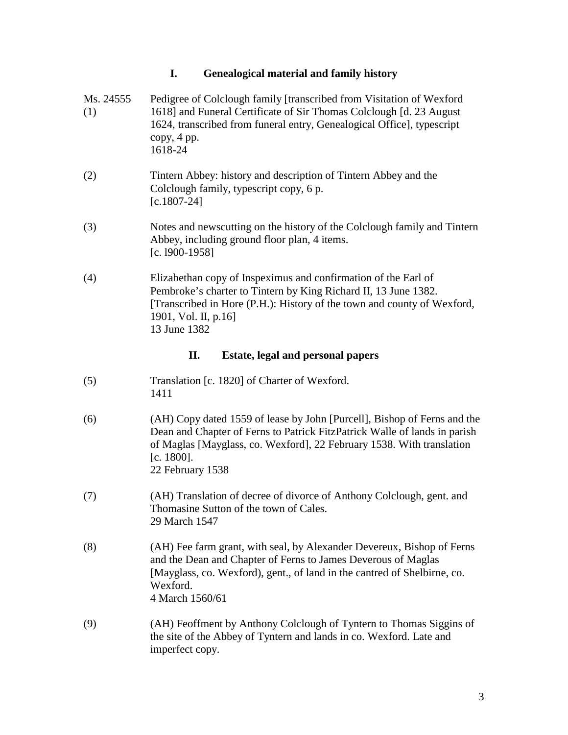## I. Genealogical material and family history

Ms. 24555 (1) Pedigree of Colclough family [transcribed from Visitation of Wexford 1618] and Funeral Certificate of Sir Thomas Colclough [d. 23 August 1624, transcribed from funeral entry, Genealogical Office], typescript copy, 4 pp.
1618-24

(2) Tintern Abbey: history and description of Tintern Abbey and the Colclough family, typescript copy, 6 p.
[c.1807-24]

(3) Notes and newscutting on the history of the Colclough family and Tintern Abbey, including ground floor plan, 4 items.
[c. l900-1958]

(4) Elizabethan copy of Inspeximus and confirmation of the Earl of Pembroke's charter to Tintern by King Richard II, 13 June 1382. [Transcribed in Hore (P.H.): History of the town and county of Wexford, 1901, Vol. II, p.16]
13 June 1382

## II. Estate, legal and personal papers

(5) Translation [c. 1820] of Charter of Wexford.
1411

(6) (AH) Copy dated 1559 of lease by John [Purcell], Bishop of Ferns and the Dean and Chapter of Ferns to Patrick FitzPatrick Walle of lands in parish of Maglas [Mayglass, co. Wexford], 22 February 1538. With translation [c. 1800].
22 February 1538

(7) (AH) Translation of decree of divorce of Anthony Colclough, gent. and Thomasine Sutton of the town of Cales.
29 March 1547

(8) (AH) Fee farm grant, with seal, by Alexander Devereux, Bishop of Ferns and the Dean and Chapter of Ferns to James Deverous of Maglas [Mayglass, co. Wexford), gent., of land in the cantred of Shelbirne, co. Wexford.
4 March 1560/61

(9) (AH) Feoffment by Anthony Colclough of Tyntern to Thomas Siggins of the site of the Abbey of Tyntern and lands in co. Wexford. Late and imperfect copy.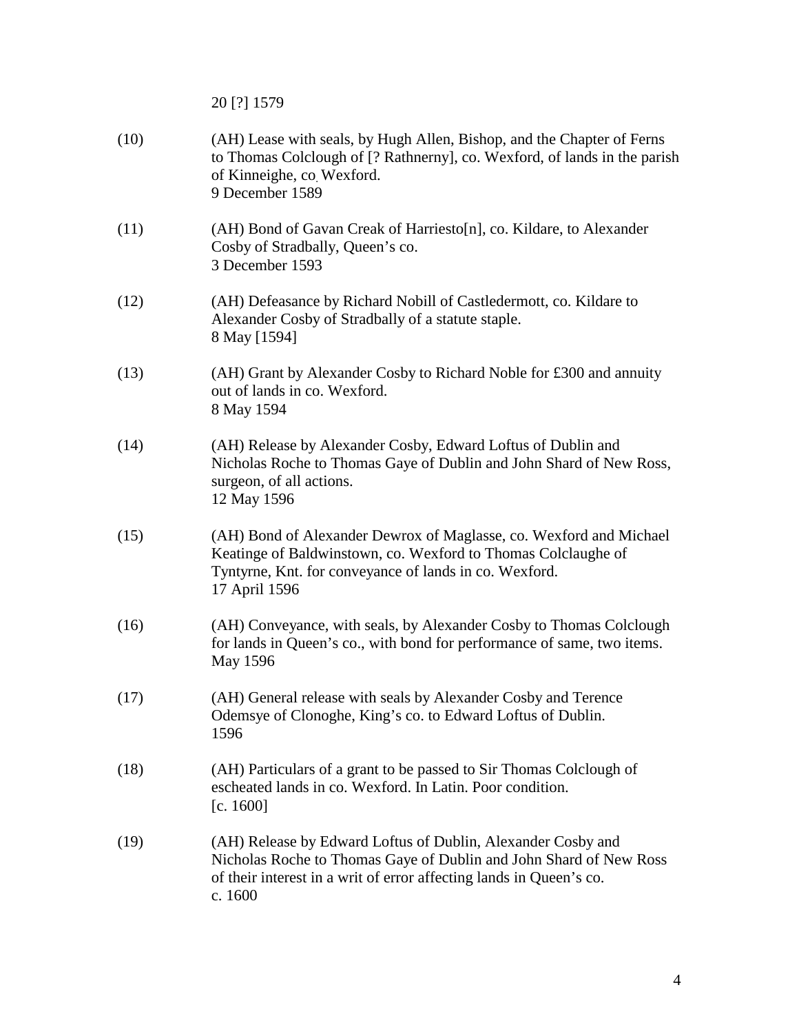20 [?] 1579

(10) (AH) Lease with seals, by Hugh Allen, Bishop, and the Chapter of Ferns to Thomas Colclough of [? Rathnerny], co. Wexford, of lands in the parish of Kinneighe, co. Wexford.
9 December 1589

(11) (AH) Bond of Gavan Creak of Harriesto[n], co. Kildare, to Alexander Cosby of Stradbally, Queen's co.
3 December 1593

(12) (AH) Defeasance by Richard Nobill of Castledermott, co. Kildare to Alexander Cosby of Stradbally of a statute staple.
8 May [1594]

(13) (AH) Grant by Alexander Cosby to Richard Noble for £300 and annuity out of lands in co. Wexford.
8 May 1594

(14) (AH) Release by Alexander Cosby, Edward Loftus of Dublin and Nicholas Roche to Thomas Gaye of Dublin and John Shard of New Ross, surgeon, of all actions.
12 May 1596

(15) (AH) Bond of Alexander Dewrox of Maglasse, co. Wexford and Michael Keatinge of Baldwinstown, co. Wexford to Thomas Colclaughe of Tyntyrne, Knt. for conveyance of lands in co. Wexford.
17 April 1596

(16) (AH) Conveyance, with seals, by Alexander Cosby to Thomas Colclough for lands in Queen's co., with bond for performance of same, two items.
May 1596

(17) (AH) General release with seals by Alexander Cosby and Terence Odemsye of Clonoghe, King's co. to Edward Loftus of Dublin.
1596

(18) (AH) Particulars of a grant to be passed to Sir Thomas Colclough of escheated lands in co. Wexford. In Latin. Poor condition.
[c. 1600]

(19) (AH) Release by Edward Loftus of Dublin, Alexander Cosby and Nicholas Roche to Thomas Gaye of Dublin and John Shard of New Ross of their interest in a writ of error affecting lands in Queen's co.
c. 1600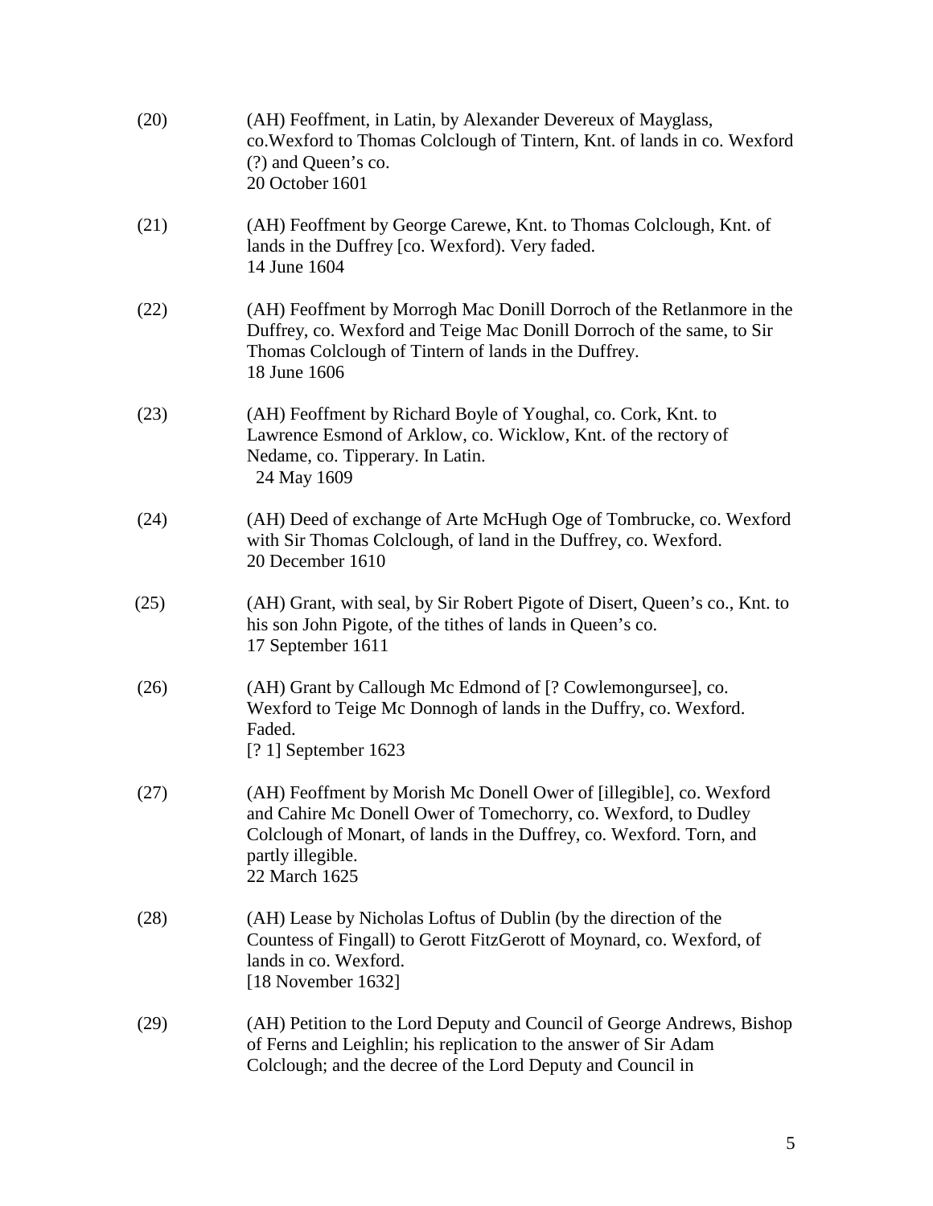(20) (AH) Feoffment, in Latin, by Alexander Devereux of Mayglass, co.Wexford to Thomas Colclough of Tintern, Knt. of lands in co. Wexford (?) and Queen's co.
20 October 1601

(21) (AH) Feoffment by George Carewe, Knt. to Thomas Colclough, Knt. of lands in the Duffrey [co. Wexford). Very faded.
14 June 1604

(22) (AH) Feoffment by Morrogh Mac Donill Dorroch of the Retlanmore in the Duffrey, co. Wexford and Teige Mac Donill Dorroch of the same, to Sir Thomas Colclough of Tintern of lands in the Duffrey.
18 June 1606

(23) (AH) Feoffment by Richard Boyle of Youghal, co. Cork, Knt. to Lawrence Esmond of Arklow, co. Wicklow, Knt. of the rectory of Nedame, co. Tipperary. In Latin.
24 May 1609

(24) (AH) Deed of exchange of Arte McHugh Oge of Tombrucke, co. Wexford with Sir Thomas Colclough, of land in the Duffrey, co. Wexford.
20 December 1610

(25) (AH) Grant, with seal, by Sir Robert Pigote of Disert, Queen's co., Knt. to his son John Pigote, of the tithes of lands in Queen's co.
17 September 1611

(26) (AH) Grant by Callough Mc Edmond of [? Cowlemongursee], co. Wexford to Teige Mc Donnogh of lands in the Duffry, co. Wexford. Faded.
[? 1] September 1623

(27) (AH) Feoffment by Morish Mc Donell Ower of [illegible], co. Wexford and Cahire Mc Donell Ower of Tomechorry, co. Wexford, to Dudley Colclough of Monart, of lands in the Duffrey, co. Wexford. Torn, and partly illegible.
22 March 1625

(28) (AH) Lease by Nicholas Loftus of Dublin (by the direction of the Countess of Fingall) to Gerott FitzGerott of Moynard, co. Wexford, of lands in co. Wexford.
[18 November 1632]

(29) (AH) Petition to the Lord Deputy and Council of George Andrews, Bishop of Ferns and Leighlin; his replication to the answer of Sir Adam Colclough; and the decree of the Lord Deputy and Council in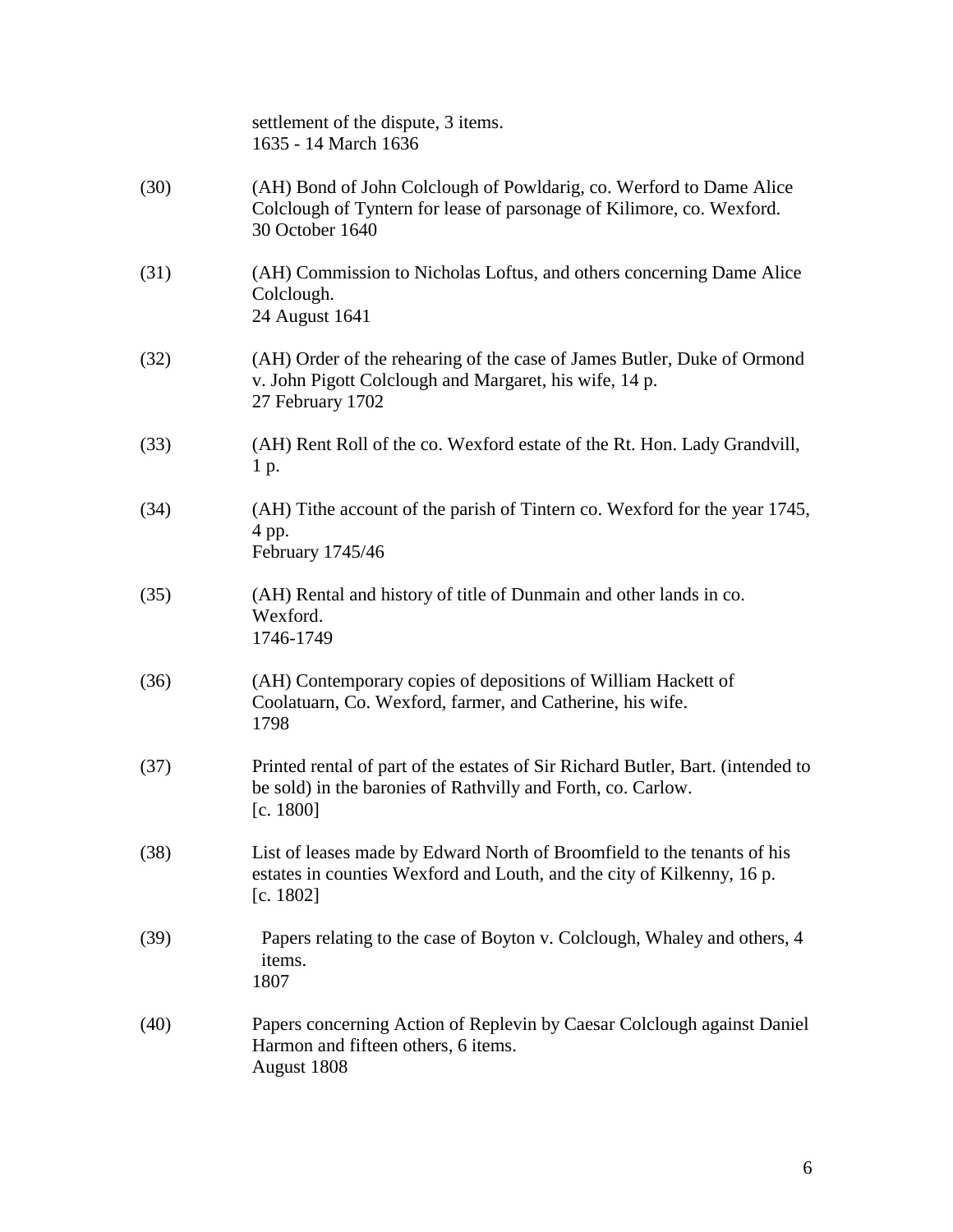settlement of the dispute, 3 items.
1635 - 14 March 1636

(30) (AH) Bond of John Colclough of Powldarig, co. Werford to Dame Alice Colclough of Tyntern for lease of parsonage of Kilimore, co. Wexford.
30 October 1640

(31) (AH) Commission to Nicholas Loftus, and others concerning Dame Alice Colclough.
24 August 1641

(32) (AH) Order of the rehearing of the case of James Butler, Duke of Ormond v. John Pigott Colclough and Margaret, his wife, 14 p.
27 February 1702

(33) (AH) Rent Roll of the co. Wexford estate of the Rt. Hon. Lady Grandvill, 1 p.

(34) (AH) Tithe account of the parish of Tintern co. Wexford for the year 1745, 4 pp.
February 1745/46

(35) (AH) Rental and history of title of Dunmain and other lands in co. Wexford.
1746-1749

(36) (AH) Contemporary copies of depositions of William Hackett of Coolatuarn, Co. Wexford, farmer, and Catherine, his wife.
1798

(37) Printed rental of part of the estates of Sir Richard Butler, Bart. (intended to be sold) in the baronies of Rathvilly and Forth, co. Carlow.
[c. 1800]

(38) List of leases made by Edward North of Broomfield to the tenants of his estates in counties Wexford and Louth, and the city of Kilkenny, 16 p.
[c. 1802]

(39) Papers relating to the case of Boyton v. Colclough, Whaley and others, 4 items.
1807

(40) Papers concerning Action of Replevin by Caesar Colclough against Daniel Harmon and fifteen others, 6 items.
August 1808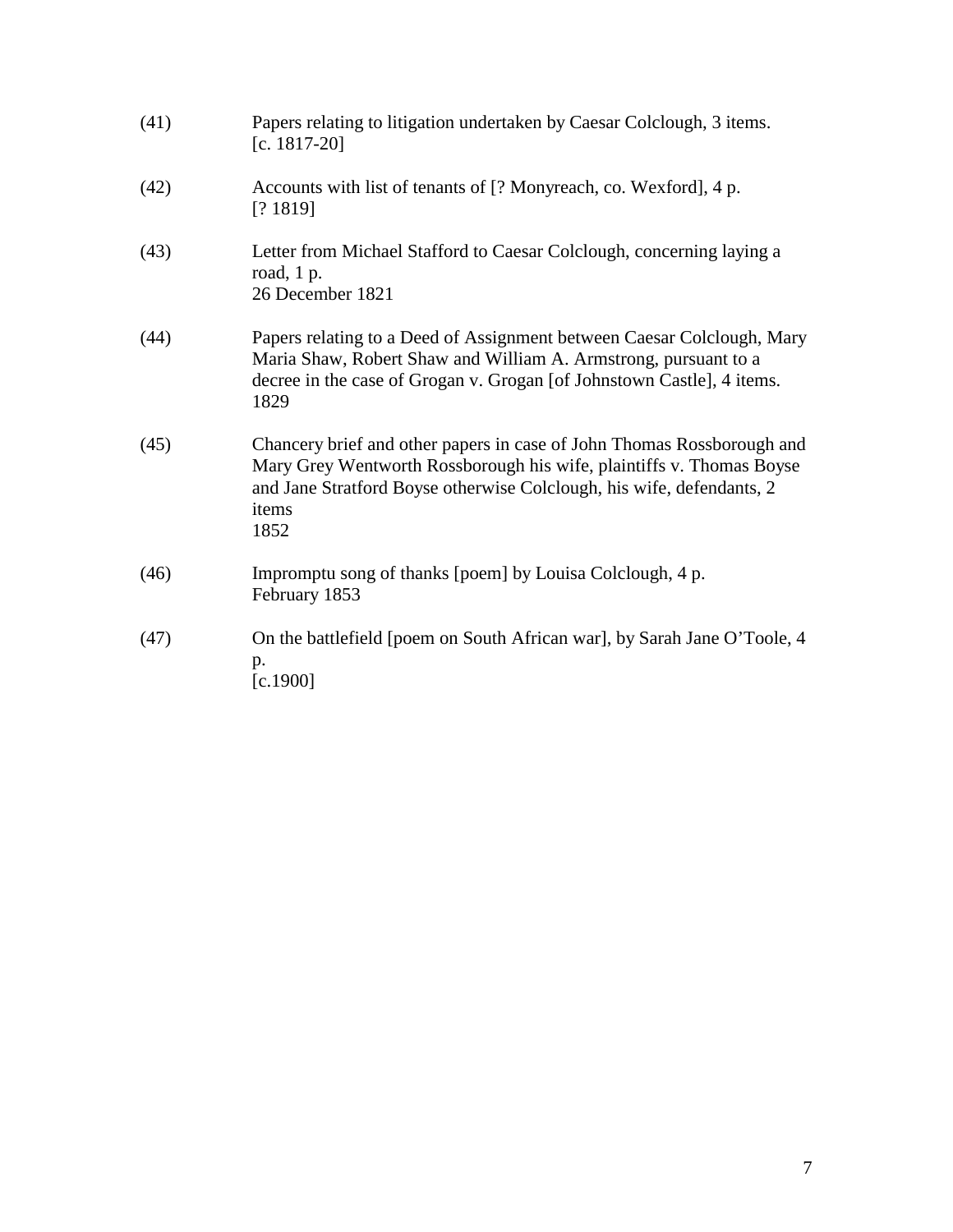(41) Papers relating to litigation undertaken by Caesar Colclough, 3 items.
[c. 1817-20]

(42) Accounts with list of tenants of [? Monyreach, co. Wexford], 4 p.
[? 1819]

(43) Letter from Michael Stafford to Caesar Colclough, concerning laying a road, 1 p.
26 December 1821

(44) Papers relating to a Deed of Assignment between Caesar Colclough, Mary Maria Shaw, Robert Shaw and William A. Armstrong, pursuant to a decree in the case of Grogan v. Grogan [of Johnstown Castle], 4 items.
1829

(45) Chancery brief and other papers in case of John Thomas Rossborough and Mary Grey Wentworth Rossborough his wife, plaintiffs v. Thomas Boyse and Jane Stratford Boyse otherwise Colclough, his wife, defendants, 2 items
1852

(46) Impromptu song of thanks [poem] by Louisa Colclough, 4 p.
February 1853

(47) On the battlefield [poem on South African war], by Sarah Jane O'Toole, 4 p.
[c.1900]